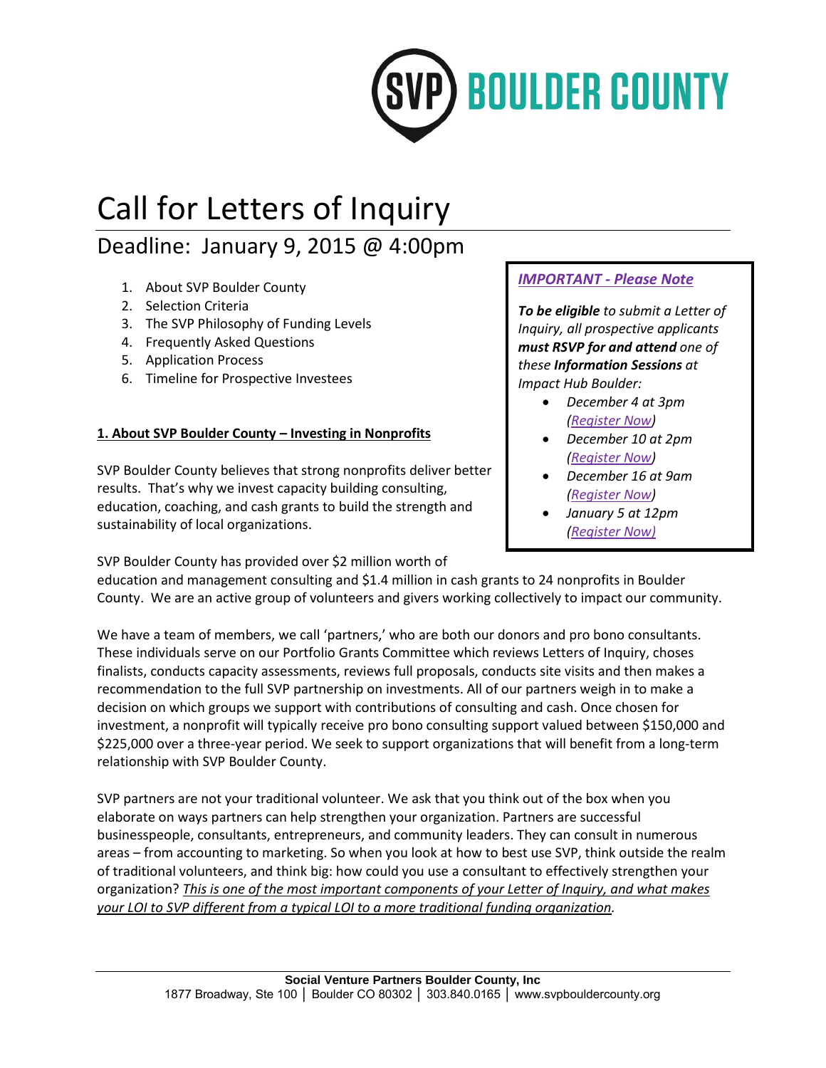SVP BOULDER COUNTY

# Call for Letters of Inquiry

## Deadline: January 9, 2015 @ 4:00pm

1. About SVP Boulder County
2. Selection Criteria
3. The SVP Philosophy of Funding Levels
4. Frequently Asked Questions
5. Application Process
6. Timeline for Prospective Investees

***IMPORTANT - Please Note***

***To be eligible*** *to submit a Letter of Inquiry, all prospective applicants* ***must RSVP for and attend*** *one of these* ***Information Sessions*** *at Impact Hub Boulder:*

- *December 4 at 3pm (Register Now)*
- *December 10 at 2pm (Register Now)*
- *December 16 at 9am (Register Now)*
- *January 5 at 12pm (Register Now)*

### 1. About SVP Boulder County – Investing in Nonprofits

SVP Boulder County believes that strong nonprofits deliver better results. That's why we invest capacity building consulting, education, coaching, and cash grants to build the strength and sustainability of local organizations.

SVP Boulder County has provided over $2 million worth of education and management consulting and $1.4 million in cash grants to 24 nonprofits in Boulder County. We are an active group of volunteers and givers working collectively to impact our community.

We have a team of members, we call 'partners,' who are both our donors and pro bono consultants. These individuals serve on our Portfolio Grants Committee which reviews Letters of Inquiry, choses finalists, conducts capacity assessments, reviews full proposals, conducts site visits and then makes a recommendation to the full SVP partnership on investments. All of our partners weigh in to make a decision on which groups we support with contributions of consulting and cash. Once chosen for investment, a nonprofit will typically receive pro bono consulting support valued between $150,000 and $225,000 over a three-year period. We seek to support organizations that will benefit from a long-term relationship with SVP Boulder County.

SVP partners are not your traditional volunteer. We ask that you think out of the box when you elaborate on ways partners can help strengthen your organization. Partners are successful businesspeople, consultants, entrepreneurs, and community leaders. They can consult in numerous areas – from accounting to marketing. So when you look at how to best use SVP, think outside the realm of traditional volunteers, and think big: how could you use a consultant to effectively strengthen your organization? *This is one of the most important components of your Letter of Inquiry, and what makes your LOI to SVP different from a typical LOI to a more traditional funding organization.*

**Social Venture Partners Boulder County, Inc**
1877 Broadway, Ste 100 │ Boulder CO 80302 │ 303.840.0165 │ www.svpbouldercounty.org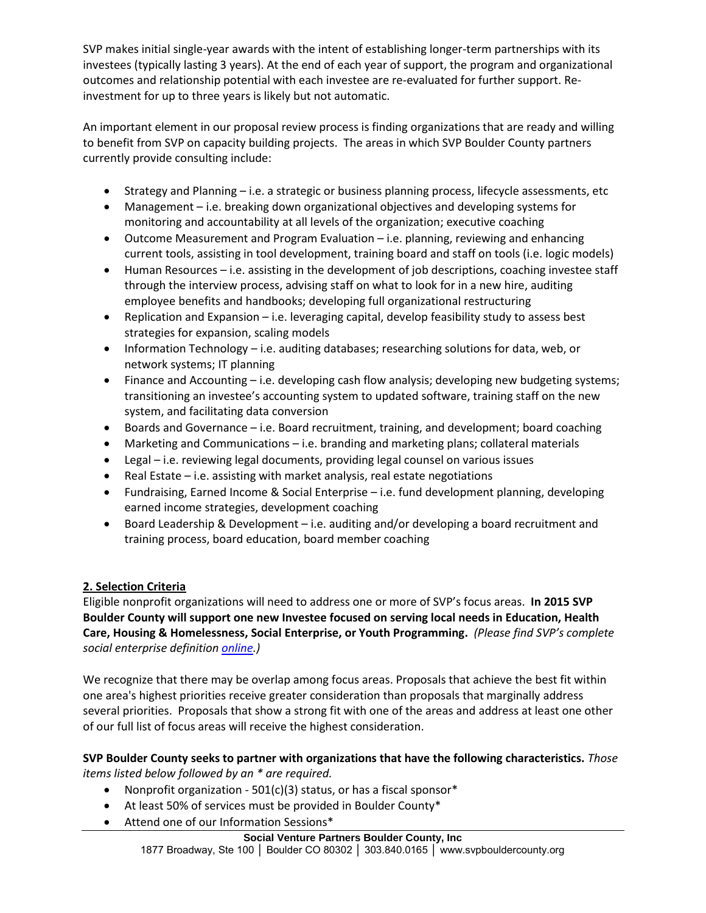SVP makes initial single-year awards with the intent of establishing longer-term partnerships with its investees (typically lasting 3 years). At the end of each year of support, the program and organizational outcomes and relationship potential with each investee are re-evaluated for further support. Re-investment for up to three years is likely but not automatic.

An important element in our proposal review process is finding organizations that are ready and willing to benefit from SVP on capacity building projects. The areas in which SVP Boulder County partners currently provide consulting include:

- Strategy and Planning – i.e. a strategic or business planning process, lifecycle assessments, etc
- Management – i.e. breaking down organizational objectives and developing systems for monitoring and accountability at all levels of the organization; executive coaching
- Outcome Measurement and Program Evaluation – i.e. planning, reviewing and enhancing current tools, assisting in tool development, training board and staff on tools (i.e. logic models)
- Human Resources – i.e. assisting in the development of job descriptions, coaching investee staff through the interview process, advising staff on what to look for in a new hire, auditing employee benefits and handbooks; developing full organizational restructuring
- Replication and Expansion – i.e. leveraging capital, develop feasibility study to assess best strategies for expansion, scaling models
- Information Technology – i.e. auditing databases; researching solutions for data, web, or network systems; IT planning
- Finance and Accounting – i.e. developing cash flow analysis; developing new budgeting systems; transitioning an investee's accounting system to updated software, training staff on the new system, and facilitating data conversion
- Boards and Governance – i.e. Board recruitment, training, and development; board coaching
- Marketing and Communications – i.e. branding and marketing plans; collateral materials
- Legal – i.e. reviewing legal documents, providing legal counsel on various issues
- Real Estate – i.e. assisting with market analysis, real estate negotiations
- Fundraising, Earned Income & Social Enterprise – i.e. fund development planning, developing earned income strategies, development coaching
- Board Leadership & Development – i.e. auditing and/or developing a board recruitment and training process, board education, board member coaching

**2. Selection Criteria**

Eligible nonprofit organizations will need to address one or more of SVP's focus areas. **In 2015 SVP Boulder County will support one new Investee focused on serving local needs in Education, Health Care, Housing & Homelessness, Social Enterprise, or Youth Programming.** *(Please find SVP's complete social enterprise definition online.)*

We recognize that there may be overlap among focus areas. Proposals that achieve the best fit within one area's highest priorities receive greater consideration than proposals that marginally address several priorities. Proposals that show a strong fit with one of the areas and address at least one other of our full list of focus areas will receive the highest consideration.

**SVP Boulder County seeks to partner with organizations that have the following characteristics.** *Those items listed below followed by an * are required.*

- Nonprofit organization - 501(c)(3) status, or has a fiscal sponsor*
- At least 50% of services must be provided in Boulder County*
- Attend one of our Information Sessions*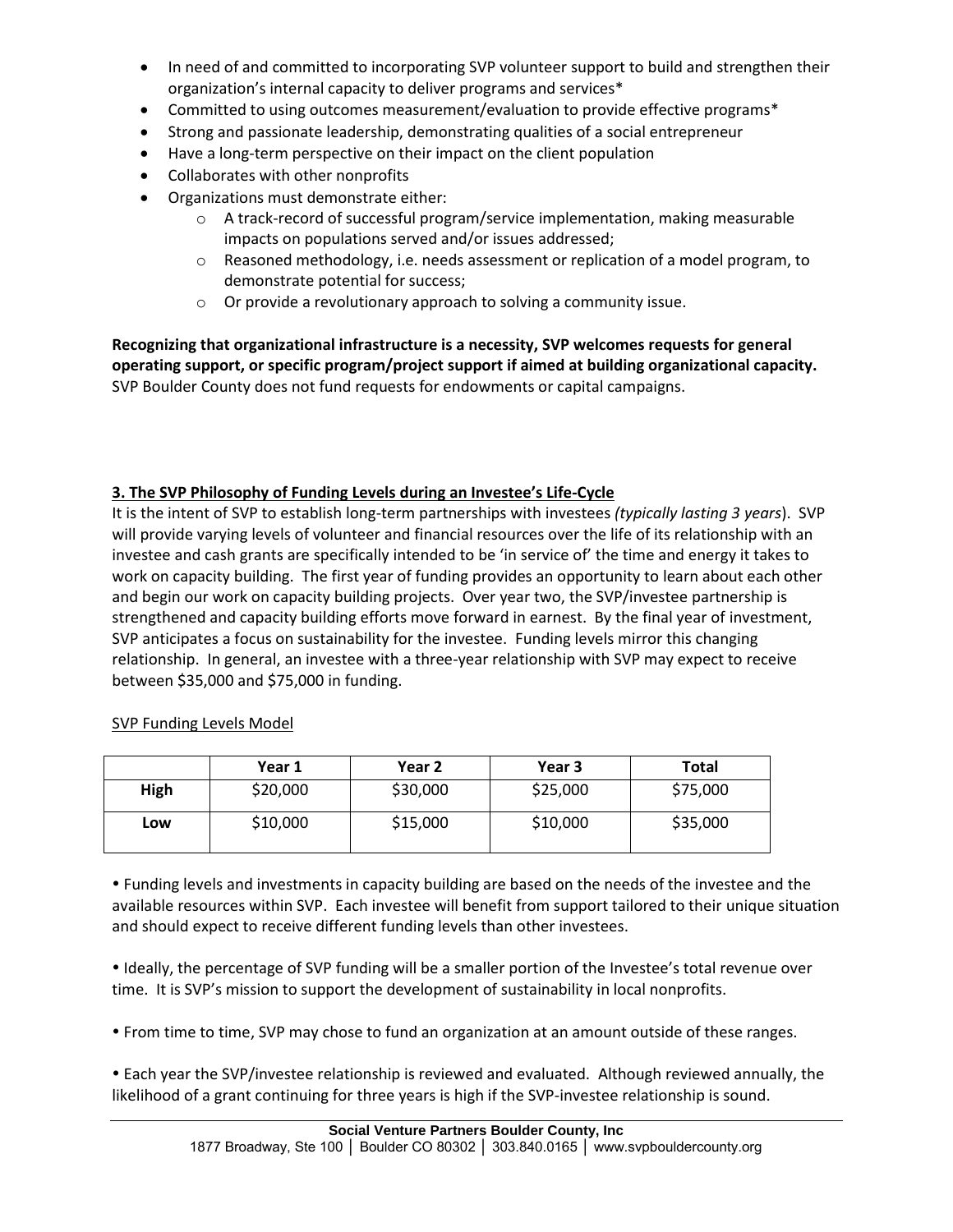- In need of and committed to incorporating SVP volunteer support to build and strengthen their organization's internal capacity to deliver programs and services*
- Committed to using outcomes measurement/evaluation to provide effective programs*
- Strong and passionate leadership, demonstrating qualities of a social entrepreneur
- Have a long-term perspective on their impact on the client population
- Collaborates with other nonprofits
- Organizations must demonstrate either:
  - A track-record of successful program/service implementation, making measurable impacts on populations served and/or issues addressed;
  - Reasoned methodology, i.e. needs assessment or replication of a model program, to demonstrate potential for success;
  - Or provide a revolutionary approach to solving a community issue.

**Recognizing that organizational infrastructure is a necessity, SVP welcomes requests for general operating support, or specific program/project support if aimed at building organizational capacity.** SVP Boulder County does not fund requests for endowments or capital campaigns.

### 3. The SVP Philosophy of Funding Levels during an Investee's Life-Cycle

It is the intent of SVP to establish long-term partnerships with investees *(typically lasting 3 years*). SVP will provide varying levels of volunteer and financial resources over the life of its relationship with an investee and cash grants are specifically intended to be 'in service of' the time and energy it takes to work on capacity building. The first year of funding provides an opportunity to learn about each other and begin our work on capacity building projects. Over year two, the SVP/investee partnership is strengthened and capacity building efforts move forward in earnest. By the final year of investment, SVP anticipates a focus on sustainability for the investee. Funding levels mirror this changing relationship. In general, an investee with a three-year relationship with SVP may expect to receive between $35,000 and $75,000 in funding.

SVP Funding Levels Model

| | Year 1 | Year 2 | Year 3 | Total |
|---|---|---|---|---|
| **High** | $20,000 | $30,000 | $25,000 | $75,000 |
| **Low** | $10,000 | $15,000 | $10,000 | $35,000 |

- Funding levels and investments in capacity building are based on the needs of the investee and the available resources within SVP. Each investee will benefit from support tailored to their unique situation and should expect to receive different funding levels than other investees.

- Ideally, the percentage of SVP funding will be a smaller portion of the Investee's total revenue over time. It is SVP's mission to support the development of sustainability in local nonprofits.

- From time to time, SVP may chose to fund an organization at an amount outside of these ranges.

- Each year the SVP/investee relationship is reviewed and evaluated. Although reviewed annually, the likelihood of a grant continuing for three years is high if the SVP-investee relationship is sound.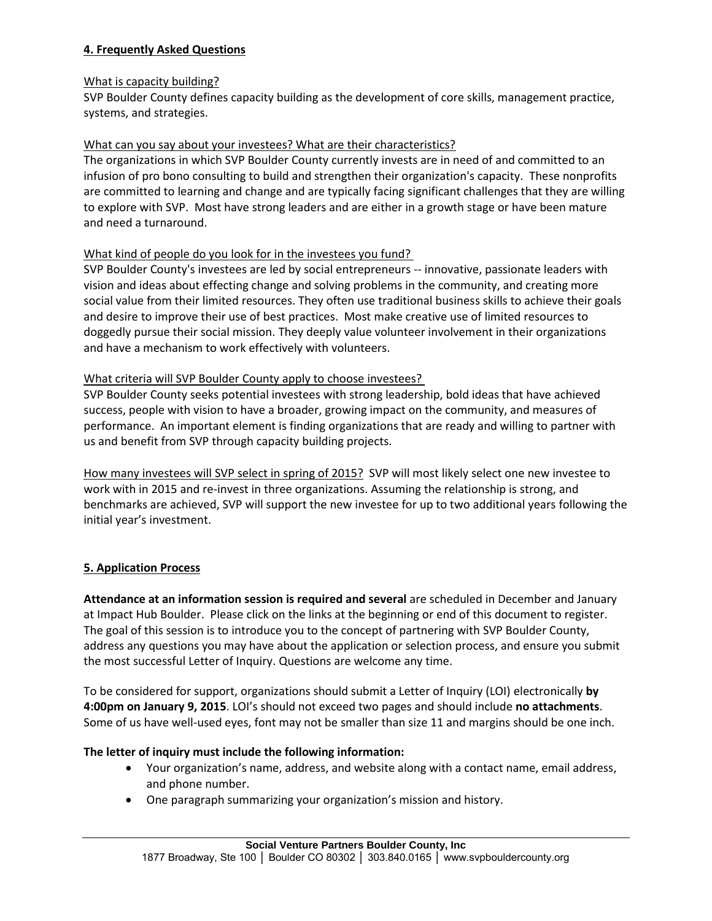## 4. Frequently Asked Questions

What is capacity building?

SVP Boulder County defines capacity building as the development of core skills, management practice, systems, and strategies.

What can you say about your investees? What are their characteristics?

The organizations in which SVP Boulder County currently invests are in need of and committed to an infusion of pro bono consulting to build and strengthen their organization's capacity. These nonprofits are committed to learning and change and are typically facing significant challenges that they are willing to explore with SVP. Most have strong leaders and are either in a growth stage or have been mature and need a turnaround.

What kind of people do you look for in the investees you fund?

SVP Boulder County's investees are led by social entrepreneurs -- innovative, passionate leaders with vision and ideas about effecting change and solving problems in the community, and creating more social value from their limited resources. They often use traditional business skills to achieve their goals and desire to improve their use of best practices. Most make creative use of limited resources to doggedly pursue their social mission. They deeply value volunteer involvement in their organizations and have a mechanism to work effectively with volunteers.

What criteria will SVP Boulder County apply to choose investees?

SVP Boulder County seeks potential investees with strong leadership, bold ideas that have achieved success, people with vision to have a broader, growing impact on the community, and measures of performance. An important element is finding organizations that are ready and willing to partner with us and benefit from SVP through capacity building projects.

How many investees will SVP select in spring of 2015? SVP will most likely select one new investee to work with in 2015 and re-invest in three organizations. Assuming the relationship is strong, and benchmarks are achieved, SVP will support the new investee for up to two additional years following the initial year's investment.

## 5. Application Process

**Attendance at an information session is required and several** are scheduled in December and January at Impact Hub Boulder. Please click on the links at the beginning or end of this document to register. The goal of this session is to introduce you to the concept of partnering with SVP Boulder County, address any questions you may have about the application or selection process, and ensure you submit the most successful Letter of Inquiry. Questions are welcome any time.

To be considered for support, organizations should submit a Letter of Inquiry (LOI) electronically **by 4:00pm on January 9, 2015**. LOI's should not exceed two pages and should include **no attachments**. Some of us have well-used eyes, font may not be smaller than size 11 and margins should be one inch.

**The letter of inquiry must include the following information:**

- Your organization's name, address, and website along with a contact name, email address, and phone number.
- One paragraph summarizing your organization's mission and history.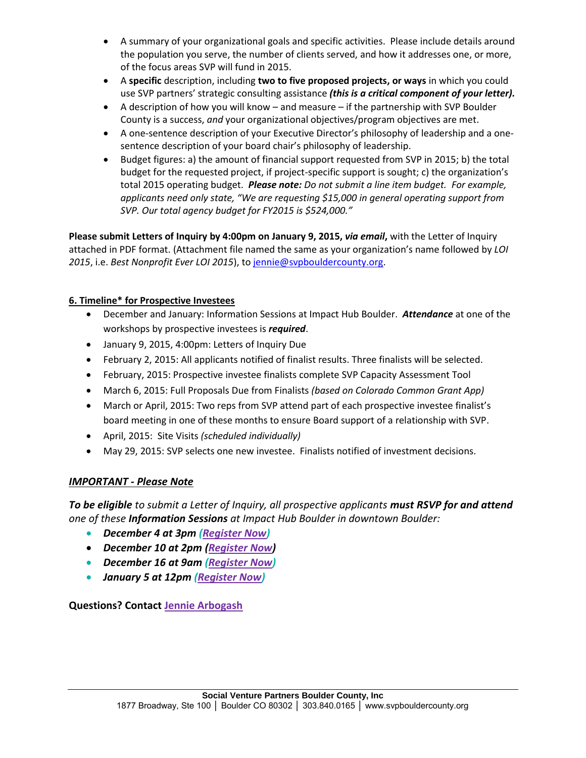- A summary of your organizational goals and specific activities. Please include details around the population you serve, the number of clients served, and how it addresses one, or more, of the focus areas SVP will fund in 2015.
- A **specific** description, including **two to five proposed projects, or ways** in which you could use SVP partners' strategic consulting assistance ***(this is a critical component of your letter).***
- A description of how you will know – and measure – if the partnership with SVP Boulder County is a success, *and* your organizational objectives/program objectives are met.
- A one-sentence description of your Executive Director's philosophy of leadership and a one-sentence description of your board chair's philosophy of leadership.
- Budget figures: a) the amount of financial support requested from SVP in 2015; b) the total budget for the requested project, if project-specific support is sought; c) the organization's total 2015 operating budget. ***Please note:*** *Do not submit a line item budget. For example, applicants need only state, "We are requesting $15,000 in general operating support from SVP. Our total agency budget for FY2015 is $524,000."*

**Please submit Letters of Inquiry by 4:00pm on January 9, 2015, *via email*,** with the Letter of Inquiry attached in PDF format. (Attachment file named the same as your organization's name followed by *LOI 2015*, i.e. *Best Nonprofit Ever LOI 2015*), to jennie@svpbouldercounty.org.

**6. Timeline* for Prospective Investees**

- December and January: Information Sessions at Impact Hub Boulder. ***Attendance*** at one of the workshops by prospective investees is ***required***.
- January 9, 2015, 4:00pm: Letters of Inquiry Due
- February 2, 2015: All applicants notified of finalist results. Three finalists will be selected.
- February, 2015: Prospective investee finalists complete SVP Capacity Assessment Tool
- March 6, 2015: Full Proposals Due from Finalists *(based on Colorado Common Grant App)*
- March or April, 2015: Two reps from SVP attend part of each prospective investee finalist's board meeting in one of these months to ensure Board support of a relationship with SVP.
- April, 2015: Site Visits *(scheduled individually)*
- May 29, 2015: SVP selects one new investee. Finalists notified of investment decisions.

***IMPORTANT - Please Note***

***To be eligible*** *to submit a Letter of Inquiry, all prospective applicants* ***must RSVP for and attend*** *one of these* ***Information Sessions*** *at Impact Hub Boulder in downtown Boulder:*

- ***December 4 at 3pm (Register Now)***
- ***December 10 at 2pm (Register Now)***
- ***December 16 at 9am (Register Now)***
- ***January 5 at 12pm (Register Now)***

**Questions? Contact Jennie Arbogash**